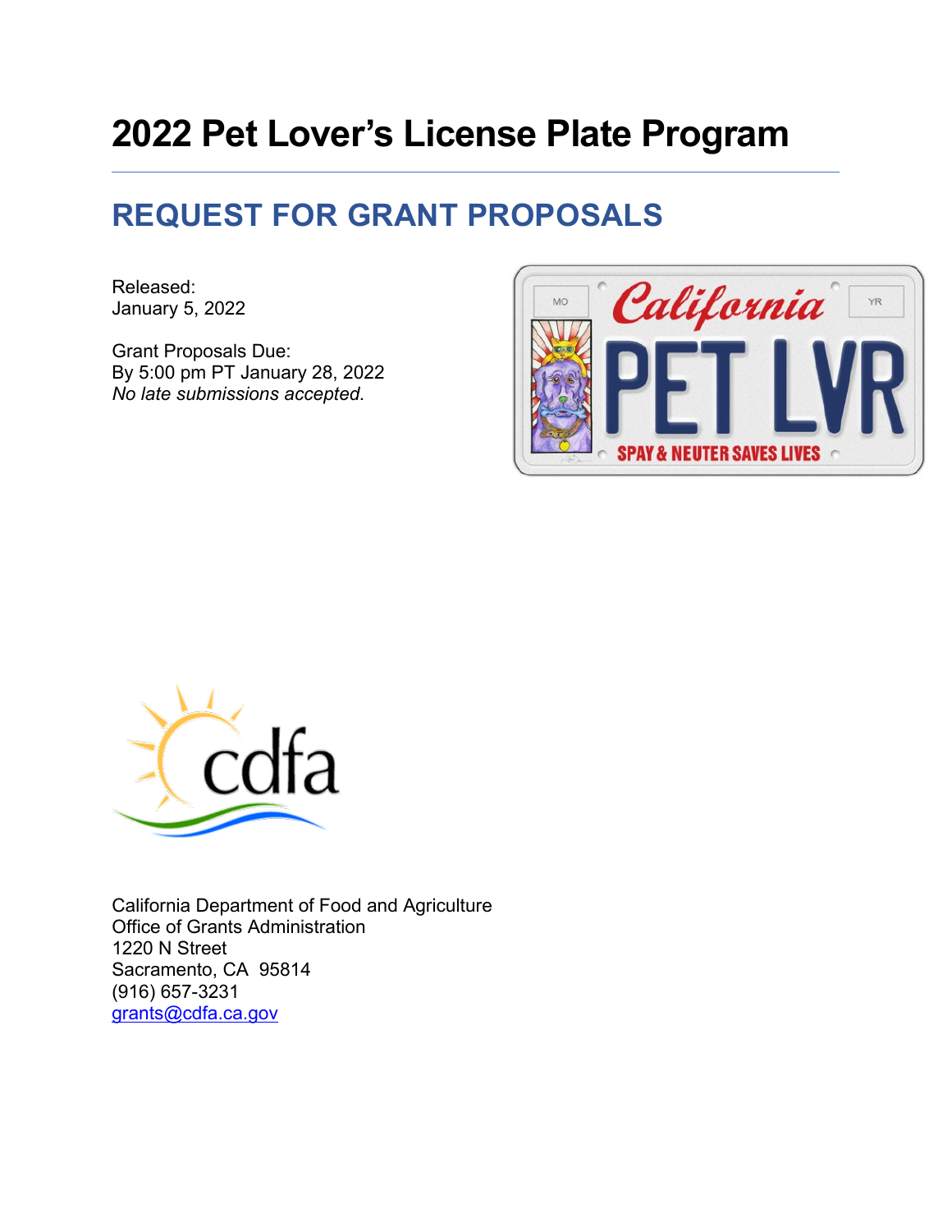# 2022 Pet Lover's License Plate Program

## REQUEST FOR GRANT PROPOSALS

Released:
January 5, 2022

Grant Proposals Due:
By 5:00 pm PT January 28, 2022
*No late submissions accepted.*

California Department of Food and Agriculture
Office of Grants Administration
1220 N Street
Sacramento, CA 95814
(916) 657-3231
grants@cdfa.ca.gov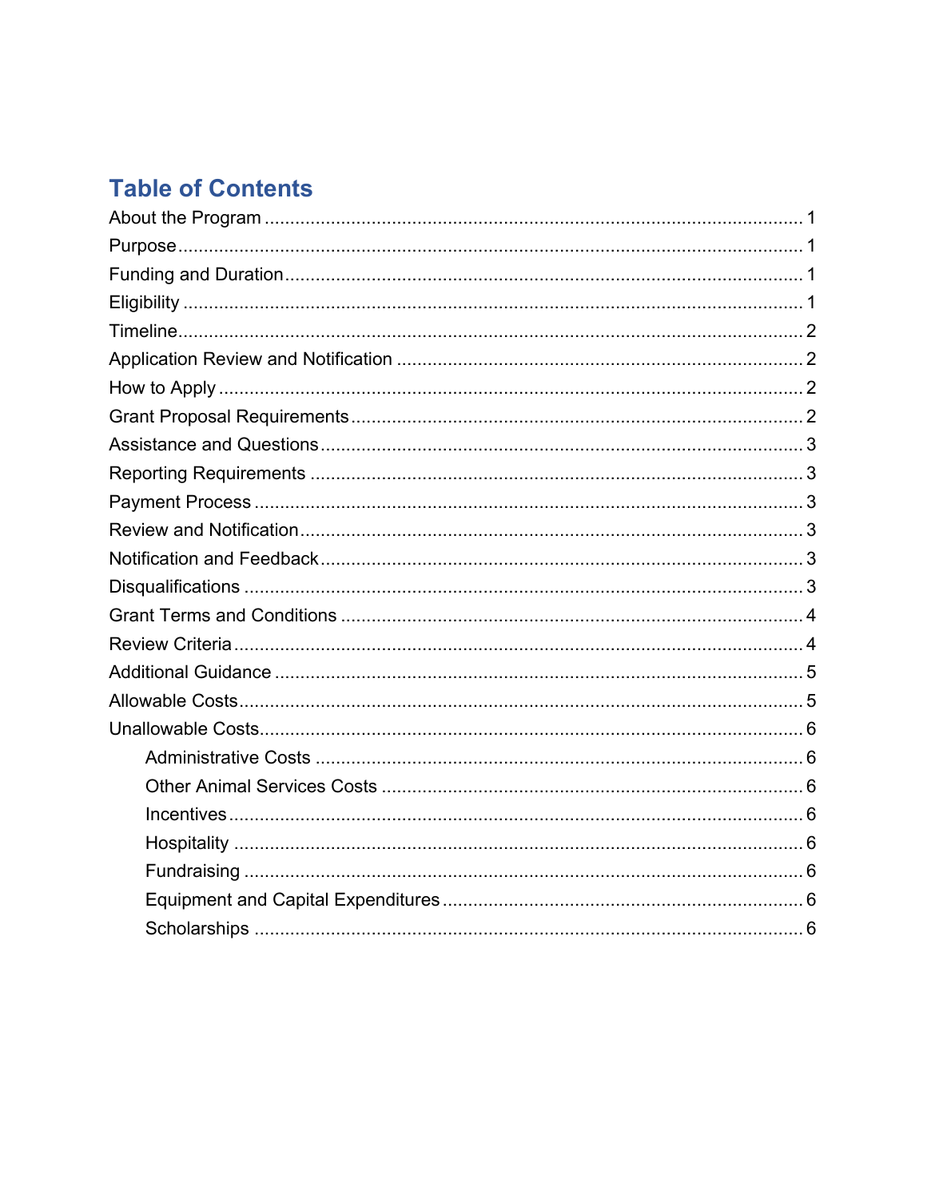# Table of Contents

About the Program ........................................................................................................ 1

Purpose ........................................................................................................................ 1

Funding and Duration .................................................................................................... 1

Eligibility ....................................................................................................................... 1

Timeline ........................................................................................................................ 2

Application Review and Notification .............................................................................. 2

How to Apply ................................................................................................................. 2

Grant Proposal Requirements ........................................................................................ 2

Assistance and Questions .............................................................................................. 3

Reporting Requirements ................................................................................................ 3

Payment Process ........................................................................................................... 3

Review and Notification .................................................................................................. 3

Notification and Feedback .............................................................................................. 3

Disqualifications ............................................................................................................. 3

Grant Terms and Conditions .......................................................................................... 4

Review Criteria ............................................................................................................... 4

Additional Guidance ....................................................................................................... 5

Allowable Costs .............................................................................................................. 5

Unallowable Costs .......................................................................................................... 6

- Administrative Costs ................................................................................................ 6
- Other Animal Services Costs ................................................................................... 6
- Incentives ................................................................................................................ 6
- Hospitality ............................................................................................................... 6
- Fundraising ............................................................................................................. 6
- Equipment and Capital Expenditures ...................................................................... 6
- Scholarships ............................................................................................................ 6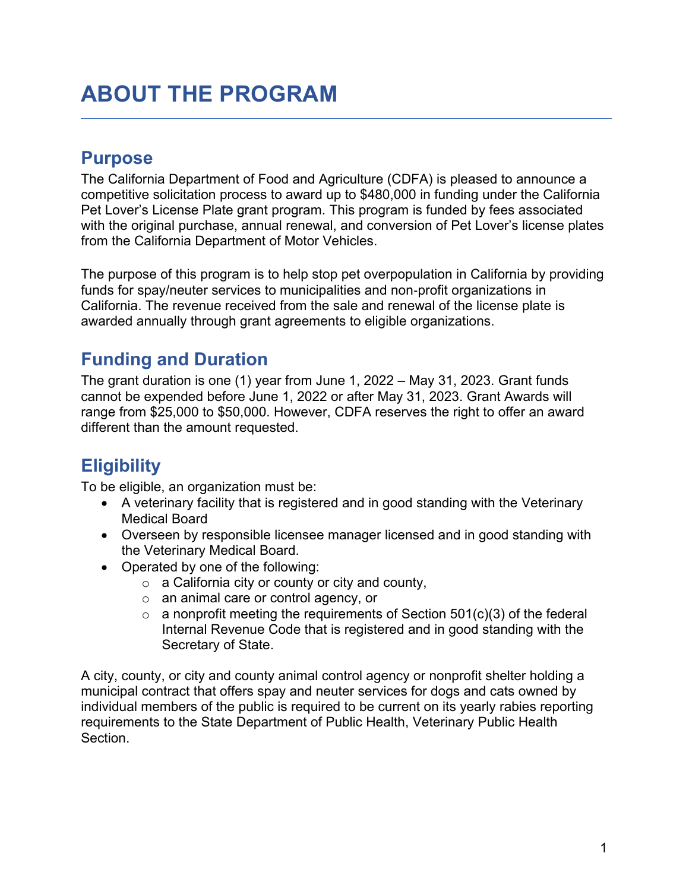# ABOUT THE PROGRAM

## Purpose

The California Department of Food and Agriculture (CDFA) is pleased to announce a competitive solicitation process to award up to $480,000 in funding under the California Pet Lover's License Plate grant program. This program is funded by fees associated with the original purchase, annual renewal, and conversion of Pet Lover's license plates from the California Department of Motor Vehicles.

The purpose of this program is to help stop pet overpopulation in California by providing funds for spay/neuter services to municipalities and non-profit organizations in California. The revenue received from the sale and renewal of the license plate is awarded annually through grant agreements to eligible organizations.

## Funding and Duration

The grant duration is one (1) year from June 1, 2022 – May 31, 2023. Grant funds cannot be expended before June 1, 2022 or after May 31, 2023. Grant Awards will range from $25,000 to $50,000. However, CDFA reserves the right to offer an award different than the amount requested.

## Eligibility

To be eligible, an organization must be:

- A veterinary facility that is registered and in good standing with the Veterinary Medical Board
- Overseen by responsible licensee manager licensed and in good standing with the Veterinary Medical Board.
- Operated by one of the following:
  - a California city or county or city and county,
  - an animal care or control agency, or
  - a nonprofit meeting the requirements of Section 501(c)(3) of the federal Internal Revenue Code that is registered and in good standing with the Secretary of State.

A city, county, or city and county animal control agency or nonprofit shelter holding a municipal contract that offers spay and neuter services for dogs and cats owned by individual members of the public is required to be current on its yearly rabies reporting requirements to the State Department of Public Health, Veterinary Public Health Section.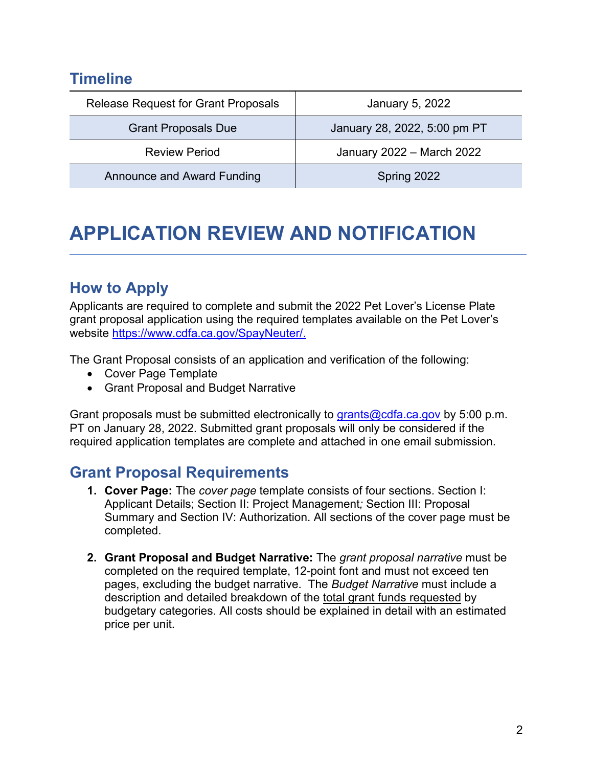## Timeline

| | |
|---|---|
| Release Request for Grant Proposals | January 5, 2022 |
| Grant Proposals Due | January 28, 2022, 5:00 pm PT |
| Review Period | January 2022 – March 2022 |
| Announce and Award Funding | Spring 2022 |

# APPLICATION REVIEW AND NOTIFICATION

## How to Apply

Applicants are required to complete and submit the 2022 Pet Lover's License Plate grant proposal application using the required templates available on the Pet Lover's website [https://www.cdfa.ca.gov/SpayNeuter/.](https://www.cdfa.ca.gov/SpayNeuter/)

The Grant Proposal consists of an application and verification of the following:

- Cover Page Template
- Grant Proposal and Budget Narrative

Grant proposals must be submitted electronically to [grants@cdfa.ca.gov](mailto:grants@cdfa.ca.gov) by 5:00 p.m. PT on January 28, 2022. Submitted grant proposals will only be considered if the required application templates are complete and attached in one email submission.

## Grant Proposal Requirements

1. **Cover Page:** The *cover page* template consists of four sections. Section I: Applicant Details; Section II: Project Management*;* Section III: Proposal Summary and Section IV: Authorization. All sections of the cover page must be completed.

2. **Grant Proposal and Budget Narrative:** The *grant proposal narrative* must be completed on the required template, 12-point font and must not exceed ten pages, excluding the budget narrative. The *Budget Narrative* must include a description and detailed breakdown of the total grant funds requested by budgetary categories. All costs should be explained in detail with an estimated price per unit.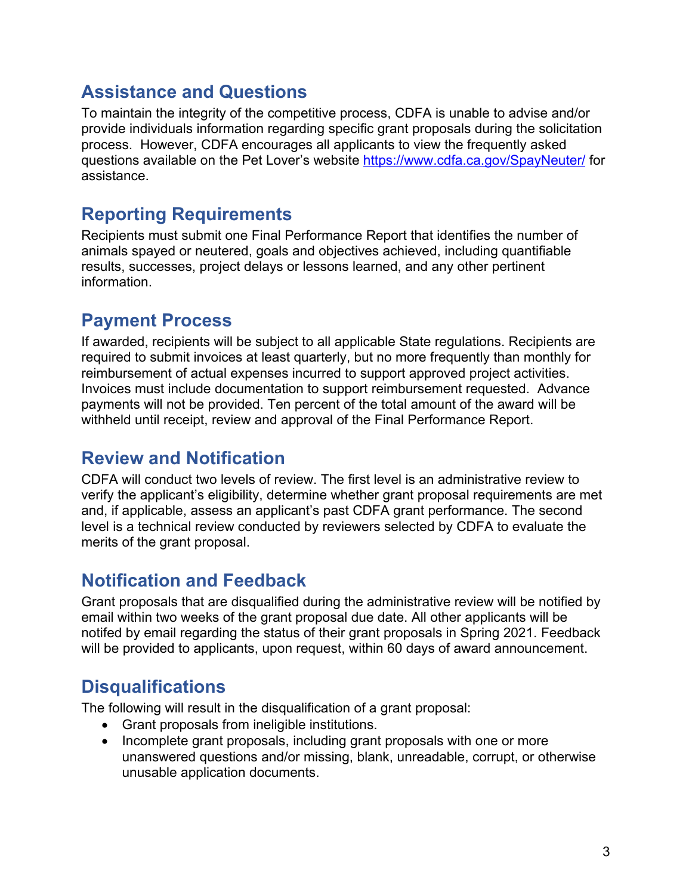## Assistance and Questions

To maintain the integrity of the competitive process, CDFA is unable to advise and/or provide individuals information regarding specific grant proposals during the solicitation process. However, CDFA encourages all applicants to view the frequently asked questions available on the Pet Lover's website https://www.cdfa.ca.gov/SpayNeuter/ for assistance.

## Reporting Requirements

Recipients must submit one Final Performance Report that identifies the number of animals spayed or neutered, goals and objectives achieved, including quantifiable results, successes, project delays or lessons learned, and any other pertinent information.

## Payment Process

If awarded, recipients will be subject to all applicable State regulations. Recipients are required to submit invoices at least quarterly, but no more frequently than monthly for reimbursement of actual expenses incurred to support approved project activities. Invoices must include documentation to support reimbursement requested. Advance payments will not be provided. Ten percent of the total amount of the award will be withheld until receipt, review and approval of the Final Performance Report.

## Review and Notification

CDFA will conduct two levels of review. The first level is an administrative review to verify the applicant's eligibility, determine whether grant proposal requirements are met and, if applicable, assess an applicant's past CDFA grant performance. The second level is a technical review conducted by reviewers selected by CDFA to evaluate the merits of the grant proposal.

## Notification and Feedback

Grant proposals that are disqualified during the administrative review will be notified by email within two weeks of the grant proposal due date. All other applicants will be notifed by email regarding the status of their grant proposals in Spring 2021. Feedback will be provided to applicants, upon request, within 60 days of award announcement.

## Disqualifications

The following will result in the disqualification of a grant proposal:

- Grant proposals from ineligible institutions.
- Incomplete grant proposals, including grant proposals with one or more unanswered questions and/or missing, blank, unreadable, corrupt, or otherwise unusable application documents.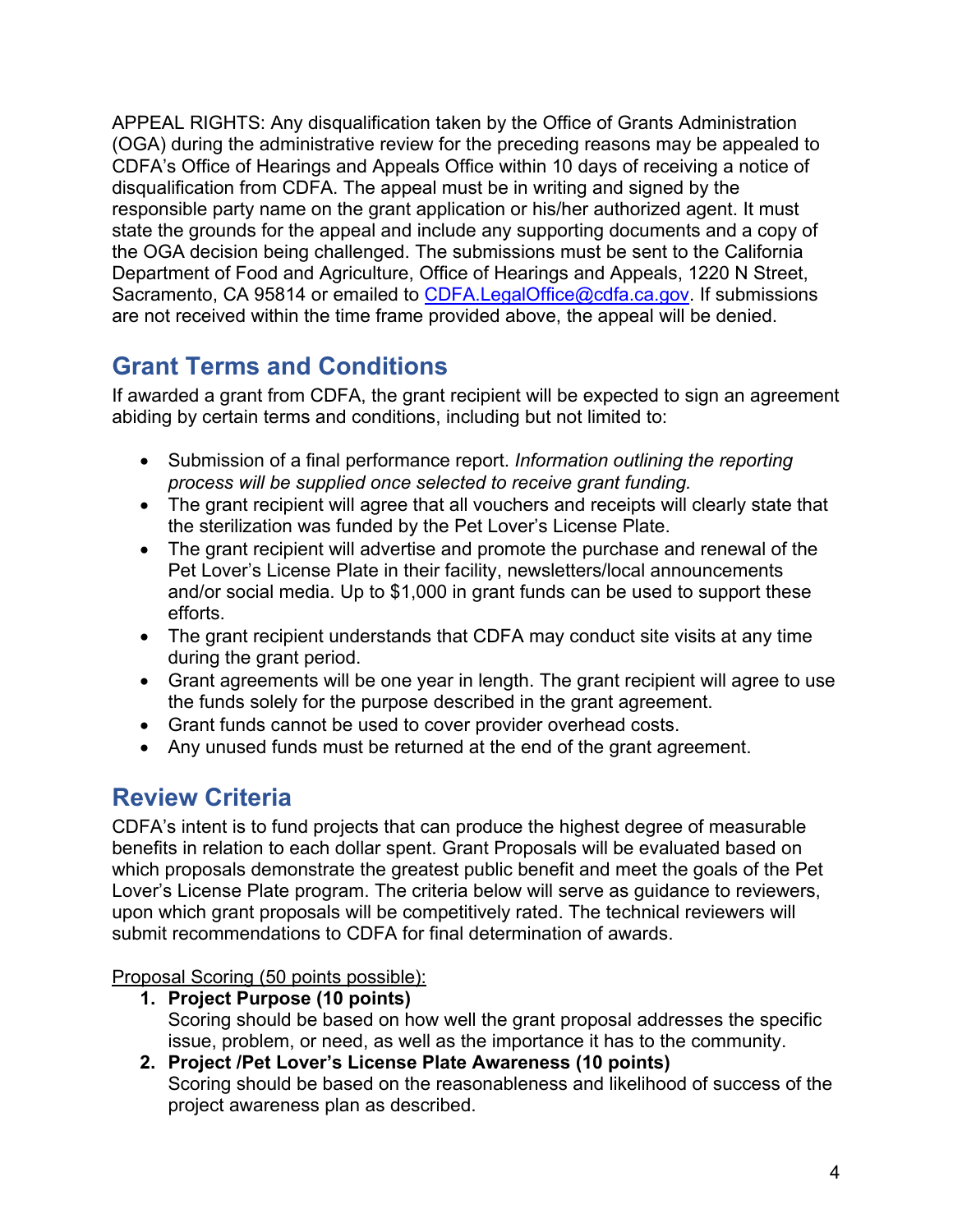APPEAL RIGHTS: Any disqualification taken by the Office of Grants Administration (OGA) during the administrative review for the preceding reasons may be appealed to CDFA's Office of Hearings and Appeals Office within 10 days of receiving a notice of disqualification from CDFA. The appeal must be in writing and signed by the responsible party name on the grant application or his/her authorized agent. It must state the grounds for the appeal and include any supporting documents and a copy of the OGA decision being challenged. The submissions must be sent to the California Department of Food and Agriculture, Office of Hearings and Appeals, 1220 N Street, Sacramento, CA 95814 or emailed to [CDFA.LegalOffice@cdfa.ca.gov](mailto:CDFA.LegalOffice@cdfa.ca.gov). If submissions are not received within the time frame provided above, the appeal will be denied.

## Grant Terms and Conditions

If awarded a grant from CDFA, the grant recipient will be expected to sign an agreement abiding by certain terms and conditions, including but not limited to:

- Submission of a final performance report. *Information outlining the reporting process will be supplied once selected to receive grant funding.*
- The grant recipient will agree that all vouchers and receipts will clearly state that the sterilization was funded by the Pet Lover's License Plate.
- The grant recipient will advertise and promote the purchase and renewal of the Pet Lover's License Plate in their facility, newsletters/local announcements and/or social media. Up to $1,000 in grant funds can be used to support these efforts.
- The grant recipient understands that CDFA may conduct site visits at any time during the grant period.
- Grant agreements will be one year in length. The grant recipient will agree to use the funds solely for the purpose described in the grant agreement.
- Grant funds cannot be used to cover provider overhead costs.
- Any unused funds must be returned at the end of the grant agreement.

## Review Criteria

CDFA's intent is to fund projects that can produce the highest degree of measurable benefits in relation to each dollar spent. Grant Proposals will be evaluated based on which proposals demonstrate the greatest public benefit and meet the goals of the Pet Lover's License Plate program. The criteria below will serve as guidance to reviewers, upon which grant proposals will be competitively rated. The technical reviewers will submit recommendations to CDFA for final determination of awards.

<u>Proposal Scoring (50 points possible):</u>

1. **Project Purpose (10 points)**
   Scoring should be based on how well the grant proposal addresses the specific issue, problem, or need, as well as the importance it has to the community.
2. **Project /Pet Lover's License Plate Awareness (10 points)**
   Scoring should be based on the reasonableness and likelihood of success of the project awareness plan as described.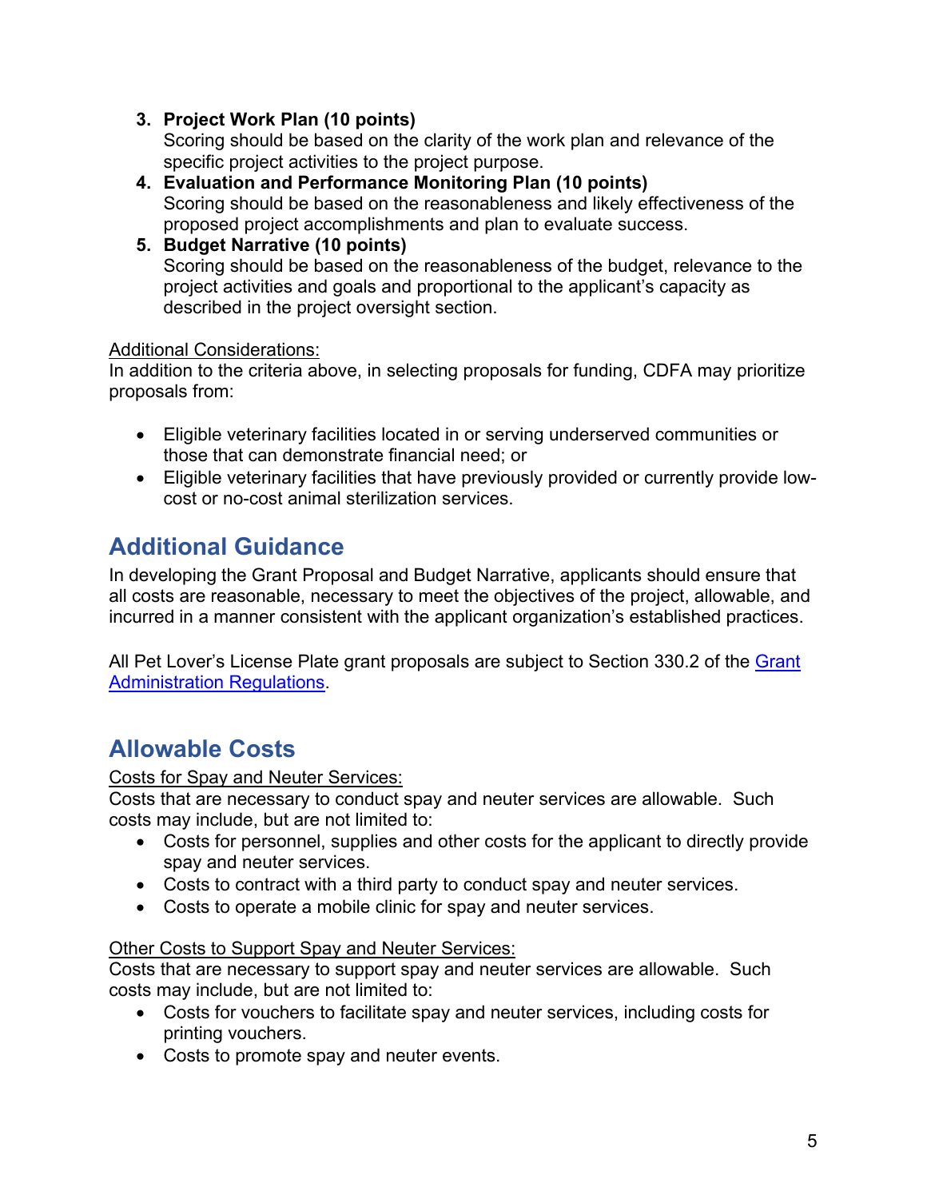3. **Project Work Plan (10 points)**
   Scoring should be based on the clarity of the work plan and relevance of the specific project activities to the project purpose.
4. **Evaluation and Performance Monitoring Plan (10 points)**
   Scoring should be based on the reasonableness and likely effectiveness of the proposed project accomplishments and plan to evaluate success.
5. **Budget Narrative (10 points)**
   Scoring should be based on the reasonableness of the budget, relevance to the project activities and goals and proportional to the applicant's capacity as described in the project oversight section.

Additional Considerations:
In addition to the criteria above, in selecting proposals for funding, CDFA may prioritize proposals from:

- Eligible veterinary facilities located in or serving underserved communities or those that can demonstrate financial need; or
- Eligible veterinary facilities that have previously provided or currently provide low-cost or no-cost animal sterilization services.

## Additional Guidance

In developing the Grant Proposal and Budget Narrative, applicants should ensure that all costs are reasonable, necessary to meet the objectives of the project, allowable, and incurred in a manner consistent with the applicant organization's established practices.

All Pet Lover's License Plate grant proposals are subject to Section 330.2 of the Grant Administration Regulations.

## Allowable Costs

Costs for Spay and Neuter Services:
Costs that are necessary to conduct spay and neuter services are allowable. Such costs may include, but are not limited to:

- Costs for personnel, supplies and other costs for the applicant to directly provide spay and neuter services.
- Costs to contract with a third party to conduct spay and neuter services.
- Costs to operate a mobile clinic for spay and neuter services.

Other Costs to Support Spay and Neuter Services:
Costs that are necessary to support spay and neuter services are allowable. Such costs may include, but are not limited to:

- Costs for vouchers to facilitate spay and neuter services, including costs for printing vouchers.
- Costs to promote spay and neuter events.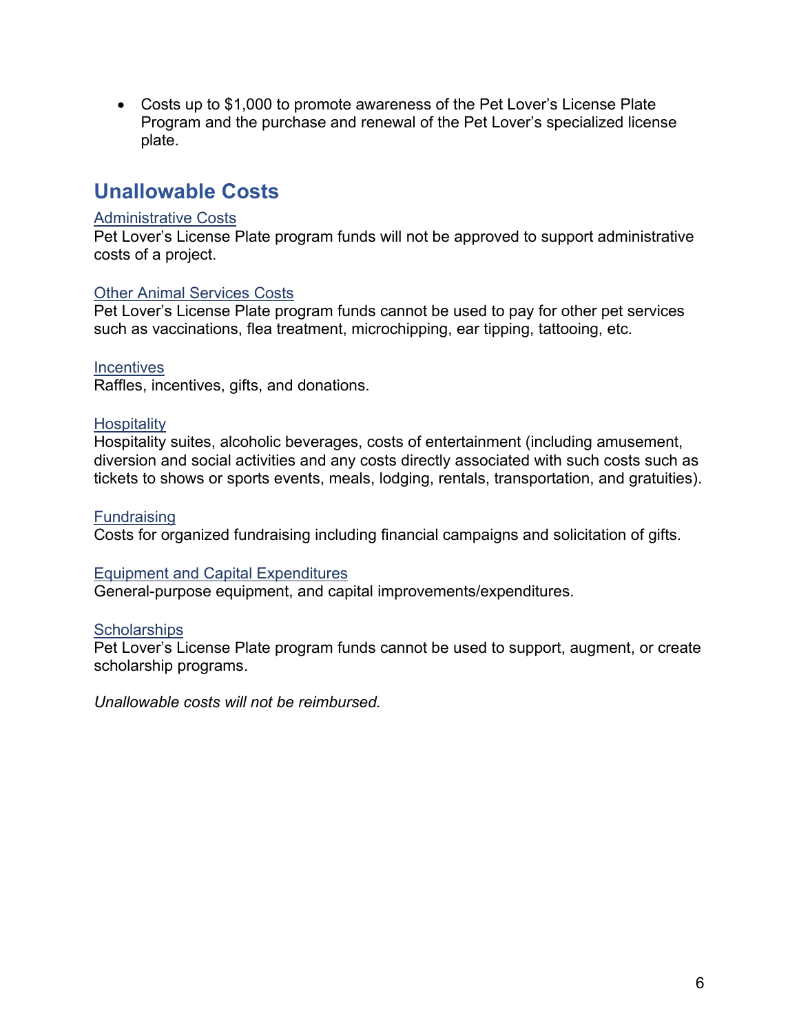- Costs up to $1,000 to promote awareness of the Pet Lover's License Plate Program and the purchase and renewal of the Pet Lover's specialized license plate.

## Unallowable Costs

### Administrative Costs

Pet Lover's License Plate program funds will not be approved to support administrative costs of a project.

### Other Animal Services Costs

Pet Lover's License Plate program funds cannot be used to pay for other pet services such as vaccinations, flea treatment, microchipping, ear tipping, tattooing, etc.

### Incentives

Raffles, incentives, gifts, and donations.

### Hospitality

Hospitality suites, alcoholic beverages, costs of entertainment (including amusement, diversion and social activities and any costs directly associated with such costs such as tickets to shows or sports events, meals, lodging, rentals, transportation, and gratuities).

### Fundraising

Costs for organized fundraising including financial campaigns and solicitation of gifts.

### Equipment and Capital Expenditures

General-purpose equipment, and capital improvements/expenditures.

### Scholarships

Pet Lover's License Plate program funds cannot be used to support, augment, or create scholarship programs.

*Unallowable costs will not be reimbursed.*